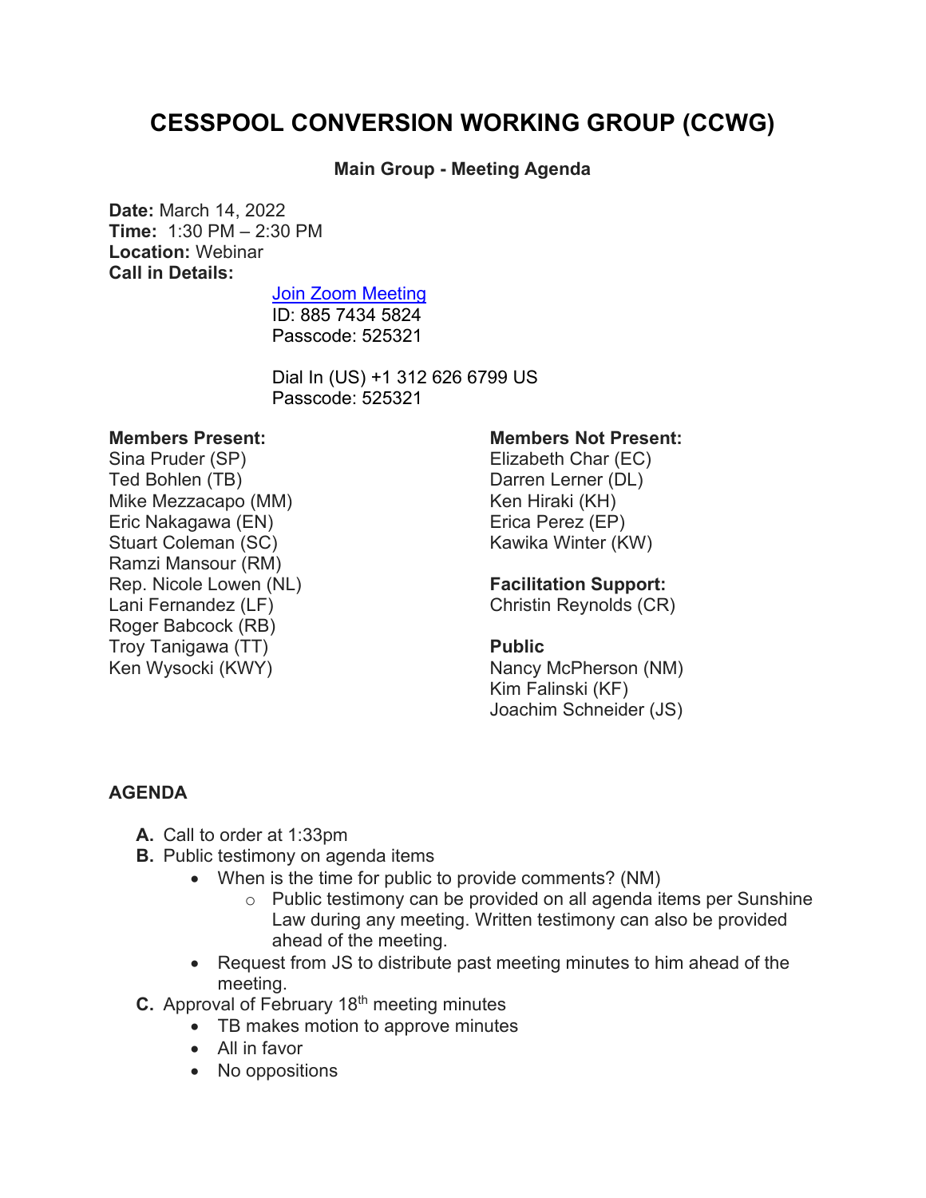# CESSPOOL CONVERSION WORKING GROUP (CCWG)

**Main Group - Meeting Agenda**

**Date:** March 14, 2022
**Time:** 1:30 PM – 2:30 PM
**Location:** Webinar
**Call in Details:**

[Join Zoom Meeting]
ID: 885 7434 5824
Passcode: 525321

Dial In (US) +1 312 626 6799 US
Passcode: 525321

**Members Present:**
Sina Pruder (SP)
Ted Bohlen (TB)
Mike Mezzacapo (MM)
Eric Nakagawa (EN)
Stuart Coleman (SC)
Ramzi Mansour (RM)
Rep. Nicole Lowen (NL)
Lani Fernandez (LF)
Roger Babcock (RB)
Troy Tanigawa (TT)
Ken Wysocki (KWY)

**Members Not Present:**
Elizabeth Char (EC)
Darren Lerner (DL)
Ken Hiraki (KH)
Erica Perez (EP)
Kawika Winter (KW)

**Facilitation Support:**
Christin Reynolds (CR)

**Public**
Nancy McPherson (NM)
Kim Falinski (KF)
Joachim Schneider (JS)

## AGENDA

**A.** Call to order at 1:33pm

**B.** Public testimony on agenda items
- When is the time for public to provide comments? (NM)
  - Public testimony can be provided on all agenda items per Sunshine Law during any meeting. Written testimony can also be provided ahead of the meeting.
- Request from JS to distribute past meeting minutes to him ahead of the meeting.

**C.** Approval of February 18th meeting minutes
- TB makes motion to approve minutes
- All in favor
- No oppositions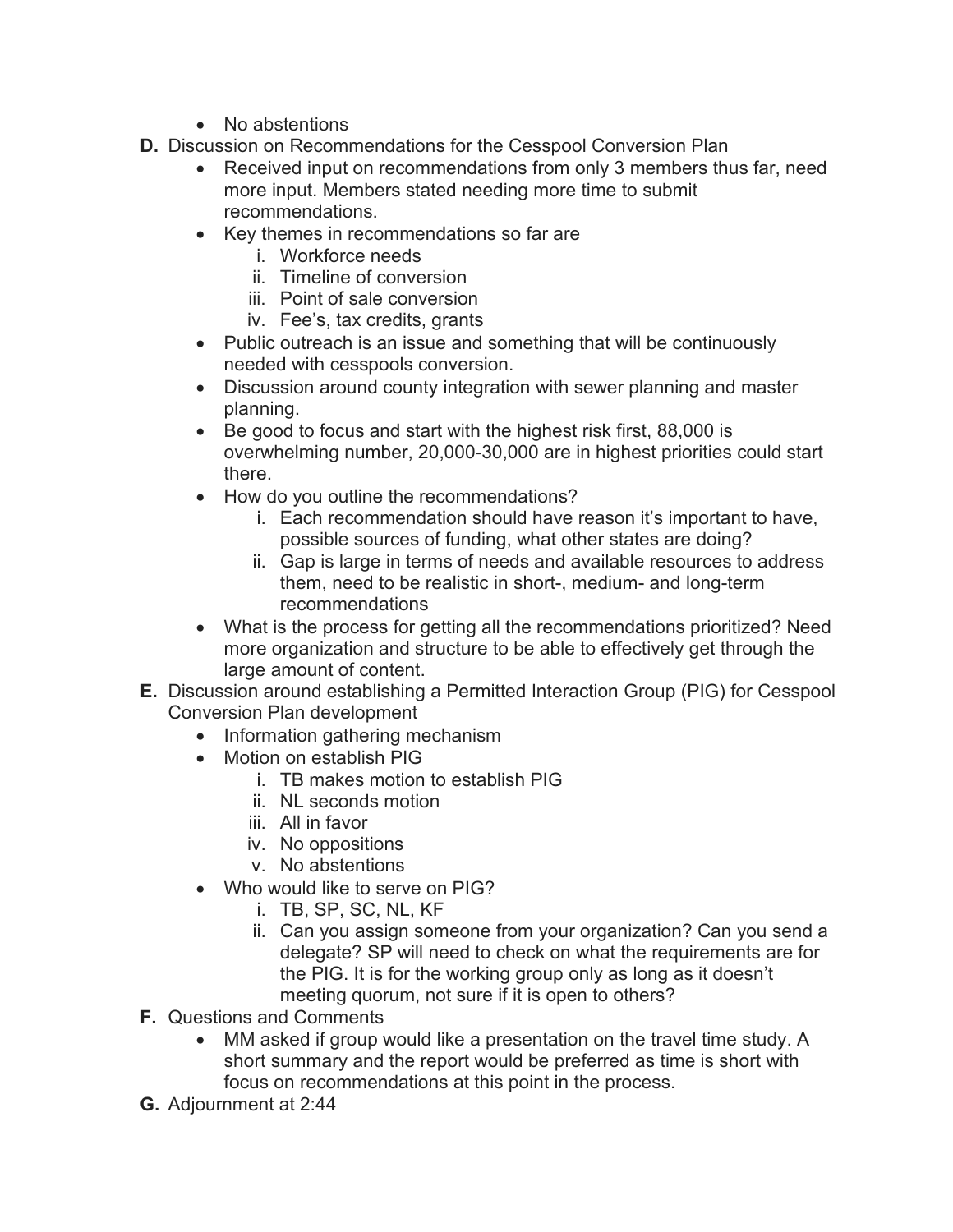- No abstentions

**D.** Discussion on Recommendations for the Cesspool Conversion Plan

- Received input on recommendations from only 3 members thus far, need more input. Members stated needing more time to submit recommendations.
- Key themes in recommendations so far are
  1. Workforce needs
  2. Timeline of conversion
  3. Point of sale conversion
  4. Fee's, tax credits, grants
- Public outreach is an issue and something that will be continuously needed with cesspools conversion.
- Discussion around county integration with sewer planning and master planning.
- Be good to focus and start with the highest risk first, 88,000 is overwhelming number, 20,000-30,000 are in highest priorities could start there.
- How do you outline the recommendations?
  1. Each recommendation should have reason it's important to have, possible sources of funding, what other states are doing?
  2. Gap is large in terms of needs and available resources to address them, need to be realistic in short-, medium- and long-term recommendations
- What is the process for getting all the recommendations prioritized? Need more organization and structure to be able to effectively get through the large amount of content.

**E.** Discussion around establishing a Permitted Interaction Group (PIG) for Cesspool Conversion Plan development

- Information gathering mechanism
- Motion on establish PIG
  1. TB makes motion to establish PIG
  2. NL seconds motion
  3. All in favor
  4. No oppositions
  5. No abstentions
- Who would like to serve on PIG?
  1. TB, SP, SC, NL, KF
  2. Can you assign someone from your organization? Can you send a delegate? SP will need to check on what the requirements are for the PIG. It is for the working group only as long as it doesn't meeting quorum, not sure if it is open to others?

**F.** Questions and Comments

- MM asked if group would like a presentation on the travel time study. A short summary and the report would be preferred as time is short with focus on recommendations at this point in the process.

**G.** Adjournment at 2:44